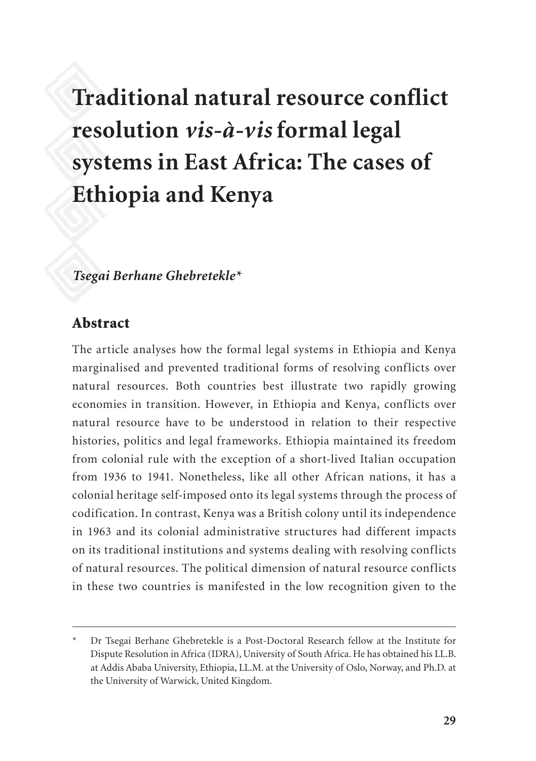# Traditional natural resource conflict resolution *vis-à-vis* formal legal systems in East Africa: The cases of Ethiopia and Kenya

*Tsegai Berhane Ghebretekle**

## Abstract

The article analyses how the formal legal systems in Ethiopia and Kenya marginalised and prevented traditional forms of resolving conflicts over natural resources. Both countries best illustrate two rapidly growing economies in transition. However, in Ethiopia and Kenya, conflicts over natural resource have to be understood in relation to their respective histories, politics and legal frameworks. Ethiopia maintained its freedom from colonial rule with the exception of a short-lived Italian occupation from 1936 to 1941. Nonetheless, like all other African nations, it has a colonial heritage self-imposed onto its legal systems through the process of codification. In contrast, Kenya was a British colony until its independence in 1963 and its colonial administrative structures had different impacts on its traditional institutions and systems dealing with resolving conflicts of natural resources. The political dimension of natural resource conflicts in these two countries is manifested in the low recognition given to the

---

\* Dr Tsegai Berhane Ghebretekle is a Post-Doctoral Research fellow at the Institute for Dispute Resolution in Africa (IDRA), University of South Africa. He has obtained his LL.B. at Addis Ababa University, Ethiopia, LL.M. at the University of Oslo, Norway, and Ph.D. at the University of Warwick, United Kingdom.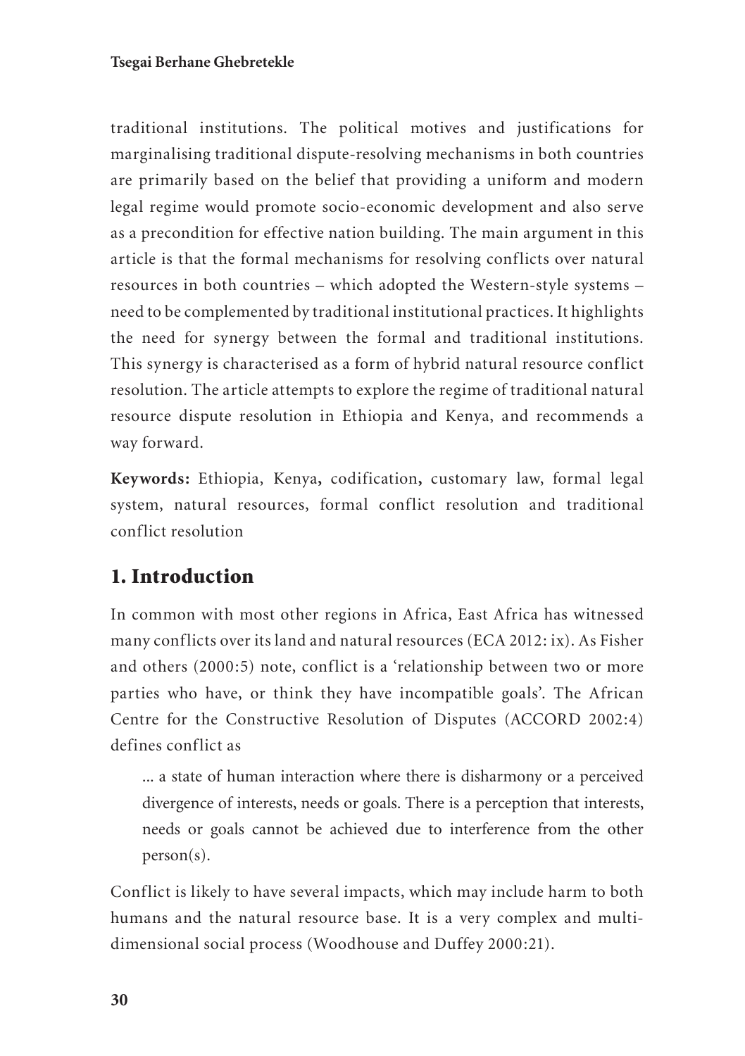traditional institutions. The political motives and justifications for marginalising traditional dispute-resolving mechanisms in both countries are primarily based on the belief that providing a uniform and modern legal regime would promote socio-economic development and also serve as a precondition for effective nation building. The main argument in this article is that the formal mechanisms for resolving conflicts over natural resources in both countries – which adopted the Western-style systems – need to be complemented by traditional institutional practices. It highlights the need for synergy between the formal and traditional institutions. This synergy is characterised as a form of hybrid natural resource conflict resolution. The article attempts to explore the regime of traditional natural resource dispute resolution in Ethiopia and Kenya, and recommends a way forward.

**Keywords:** Ethiopia, Kenya**,** codification**,** customary law, formal legal system, natural resources, formal conflict resolution and traditional conflict resolution

## 1. Introduction

In common with most other regions in Africa, East Africa has witnessed many conflicts over its land and natural resources (ECA 2012: ix). As Fisher and others (2000:5) note, conflict is a 'relationship between two or more parties who have, or think they have incompatible goals'. The African Centre for the Constructive Resolution of Disputes (ACCORD 2002:4) defines conflict as

> ... a state of human interaction where there is disharmony or a perceived divergence of interests, needs or goals. There is a perception that interests, needs or goals cannot be achieved due to interference from the other person(s).

Conflict is likely to have several impacts, which may include harm to both humans and the natural resource base. It is a very complex and multi-dimensional social process (Woodhouse and Duffey 2000:21).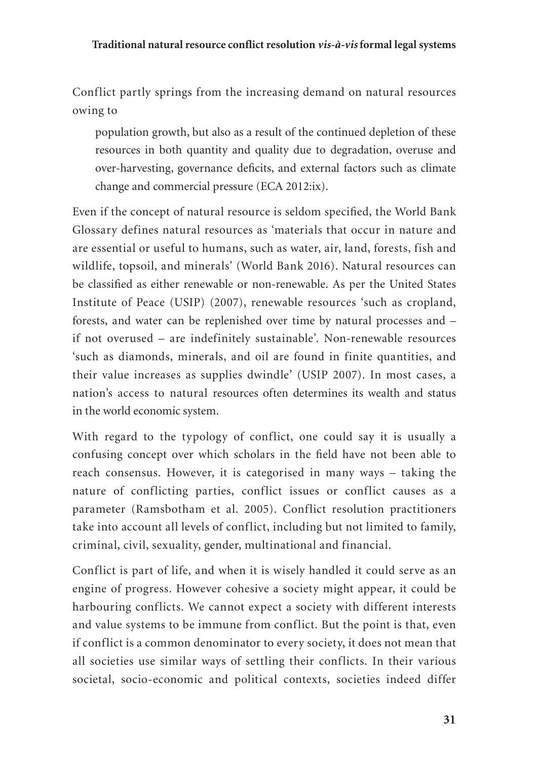Conflict partly springs from the increasing demand on natural resources owing to

> population growth, but also as a result of the continued depletion of these resources in both quantity and quality due to degradation, overuse and over-harvesting, governance deficits, and external factors such as climate change and commercial pressure (ECA 2012:ix).

Even if the concept of natural resource is seldom specified, the World Bank Glossary defines natural resources as 'materials that occur in nature and are essential or useful to humans, such as water, air, land, forests, fish and wildlife, topsoil, and minerals' (World Bank 2016). Natural resources can be classified as either renewable or non-renewable. As per the United States Institute of Peace (USIP) (2007), renewable resources 'such as cropland, forests, and water can be replenished over time by natural processes and – if not overused – are indefinitely sustainable'. Non-renewable resources 'such as diamonds, minerals, and oil are found in finite quantities, and their value increases as supplies dwindle' (USIP 2007). In most cases, a nation's access to natural resources often determines its wealth and status in the world economic system.

With regard to the typology of conflict, one could say it is usually a confusing concept over which scholars in the field have not been able to reach consensus. However, it is categorised in many ways – taking the nature of conflicting parties, conflict issues or conflict causes as a parameter (Ramsbotham et al. 2005). Conflict resolution practitioners take into account all levels of conflict, including but not limited to family, criminal, civil, sexuality, gender, multinational and financial.

Conflict is part of life, and when it is wisely handled it could serve as an engine of progress. However cohesive a society might appear, it could be harbouring conflicts. We cannot expect a society with different interests and value systems to be immune from conflict. But the point is that, even if conflict is a common denominator to every society, it does not mean that all societies use similar ways of settling their conflicts. In their various societal, socio-economic and political contexts, societies indeed differ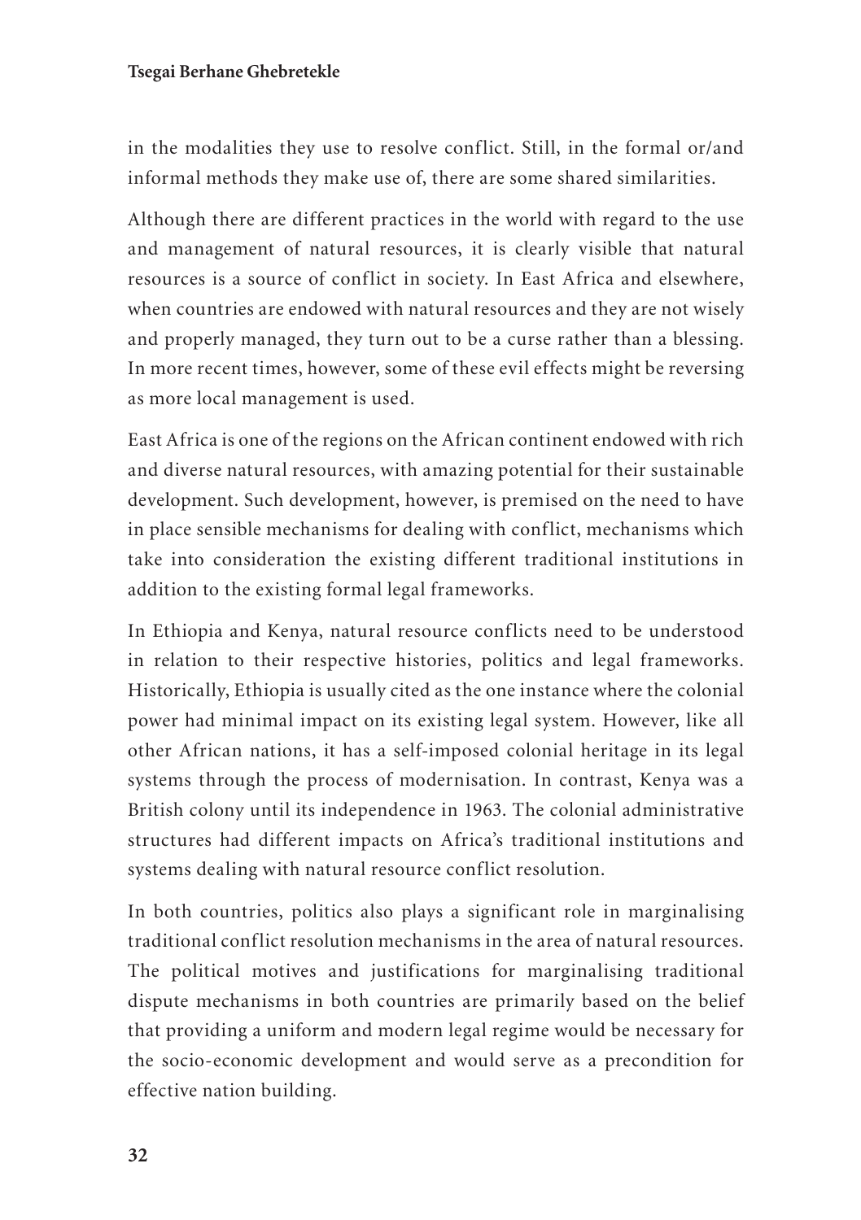in the modalities they use to resolve conflict. Still, in the formal or/and informal methods they make use of, there are some shared similarities.

Although there are different practices in the world with regard to the use and management of natural resources, it is clearly visible that natural resources is a source of conflict in society. In East Africa and elsewhere, when countries are endowed with natural resources and they are not wisely and properly managed, they turn out to be a curse rather than a blessing. In more recent times, however, some of these evil effects might be reversing as more local management is used.

East Africa is one of the regions on the African continent endowed with rich and diverse natural resources, with amazing potential for their sustainable development. Such development, however, is premised on the need to have in place sensible mechanisms for dealing with conflict, mechanisms which take into consideration the existing different traditional institutions in addition to the existing formal legal frameworks.

In Ethiopia and Kenya, natural resource conflicts need to be understood in relation to their respective histories, politics and legal frameworks. Historically, Ethiopia is usually cited as the one instance where the colonial power had minimal impact on its existing legal system. However, like all other African nations, it has a self-imposed colonial heritage in its legal systems through the process of modernisation. In contrast, Kenya was a British colony until its independence in 1963. The colonial administrative structures had different impacts on Africa's traditional institutions and systems dealing with natural resource conflict resolution.

In both countries, politics also plays a significant role in marginalising traditional conflict resolution mechanisms in the area of natural resources. The political motives and justifications for marginalising traditional dispute mechanisms in both countries are primarily based on the belief that providing a uniform and modern legal regime would be necessary for the socio-economic development and would serve as a precondition for effective nation building.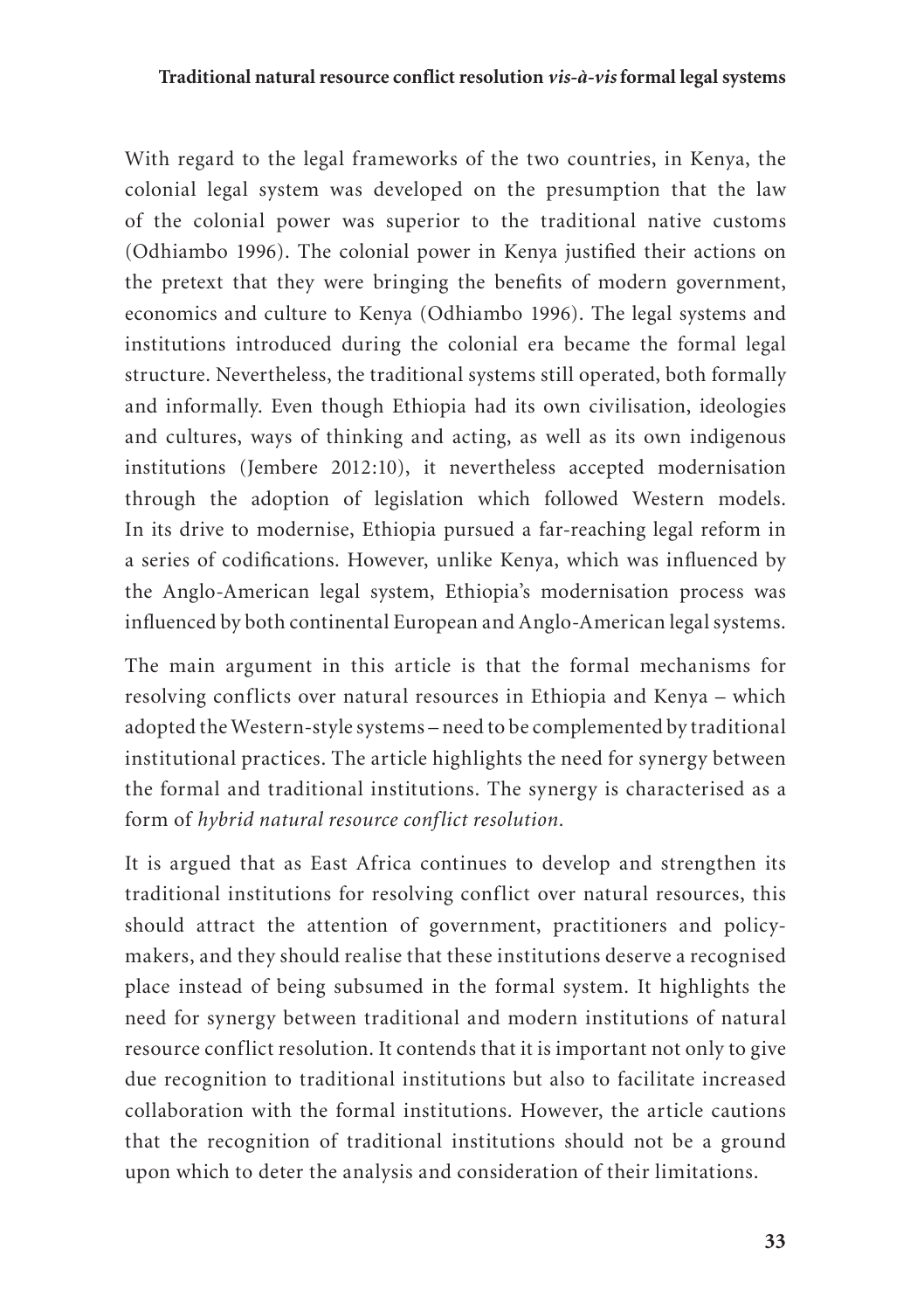With regard to the legal frameworks of the two countries, in Kenya, the colonial legal system was developed on the presumption that the law of the colonial power was superior to the traditional native customs (Odhiambo 1996). The colonial power in Kenya justified their actions on the pretext that they were bringing the benefits of modern government, economics and culture to Kenya (Odhiambo 1996). The legal systems and institutions introduced during the colonial era became the formal legal structure. Nevertheless, the traditional systems still operated, both formally and informally. Even though Ethiopia had its own civilisation, ideologies and cultures, ways of thinking and acting, as well as its own indigenous institutions (Jembere 2012:10), it nevertheless accepted modernisation through the adoption of legislation which followed Western models. In its drive to modernise, Ethiopia pursued a far-reaching legal reform in a series of codifications. However, unlike Kenya, which was influenced by the Anglo-American legal system, Ethiopia's modernisation process was influenced by both continental European and Anglo-American legal systems.

The main argument in this article is that the formal mechanisms for resolving conflicts over natural resources in Ethiopia and Kenya – which adopted the Western-style systems – need to be complemented by traditional institutional practices. The article highlights the need for synergy between the formal and traditional institutions. The synergy is characterised as a form of *hybrid natural resource conflict resolution*.

It is argued that as East Africa continues to develop and strengthen its traditional institutions for resolving conflict over natural resources, this should attract the attention of government, practitioners and policy-makers, and they should realise that these institutions deserve a recognised place instead of being subsumed in the formal system. It highlights the need for synergy between traditional and modern institutions of natural resource conflict resolution. It contends that it is important not only to give due recognition to traditional institutions but also to facilitate increased collaboration with the formal institutions. However, the article cautions that the recognition of traditional institutions should not be a ground upon which to deter the analysis and consideration of their limitations.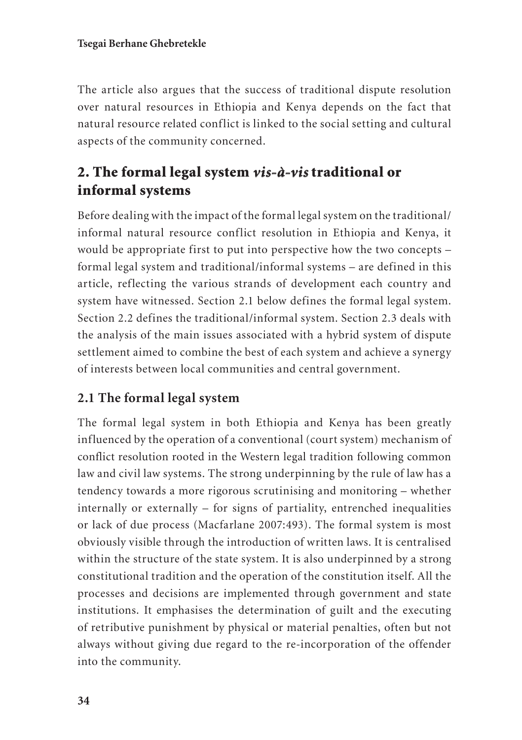The article also argues that the success of traditional dispute resolution over natural resources in Ethiopia and Kenya depends on the fact that natural resource related conflict is linked to the social setting and cultural aspects of the community concerned.

## 2. The formal legal system *vis-à-vis* traditional or informal systems

Before dealing with the impact of the formal legal system on the traditional/informal natural resource conflict resolution in Ethiopia and Kenya, it would be appropriate first to put into perspective how the two concepts – formal legal system and traditional/informal systems – are defined in this article, reflecting the various strands of development each country and system have witnessed. Section 2.1 below defines the formal legal system. Section 2.2 defines the traditional/informal system. Section 2.3 deals with the analysis of the main issues associated with a hybrid system of dispute settlement aimed to combine the best of each system and achieve a synergy of interests between local communities and central government.

### 2.1 The formal legal system

The formal legal system in both Ethiopia and Kenya has been greatly influenced by the operation of a conventional (court system) mechanism of conflict resolution rooted in the Western legal tradition following common law and civil law systems. The strong underpinning by the rule of law has a tendency towards a more rigorous scrutinising and monitoring – whether internally or externally – for signs of partiality, entrenched inequalities or lack of due process (Macfarlane 2007:493). The formal system is most obviously visible through the introduction of written laws. It is centralised within the structure of the state system. It is also underpinned by a strong constitutional tradition and the operation of the constitution itself. All the processes and decisions are implemented through government and state institutions. It emphasises the determination of guilt and the executing of retributive punishment by physical or material penalties, often but not always without giving due regard to the re-incorporation of the offender into the community.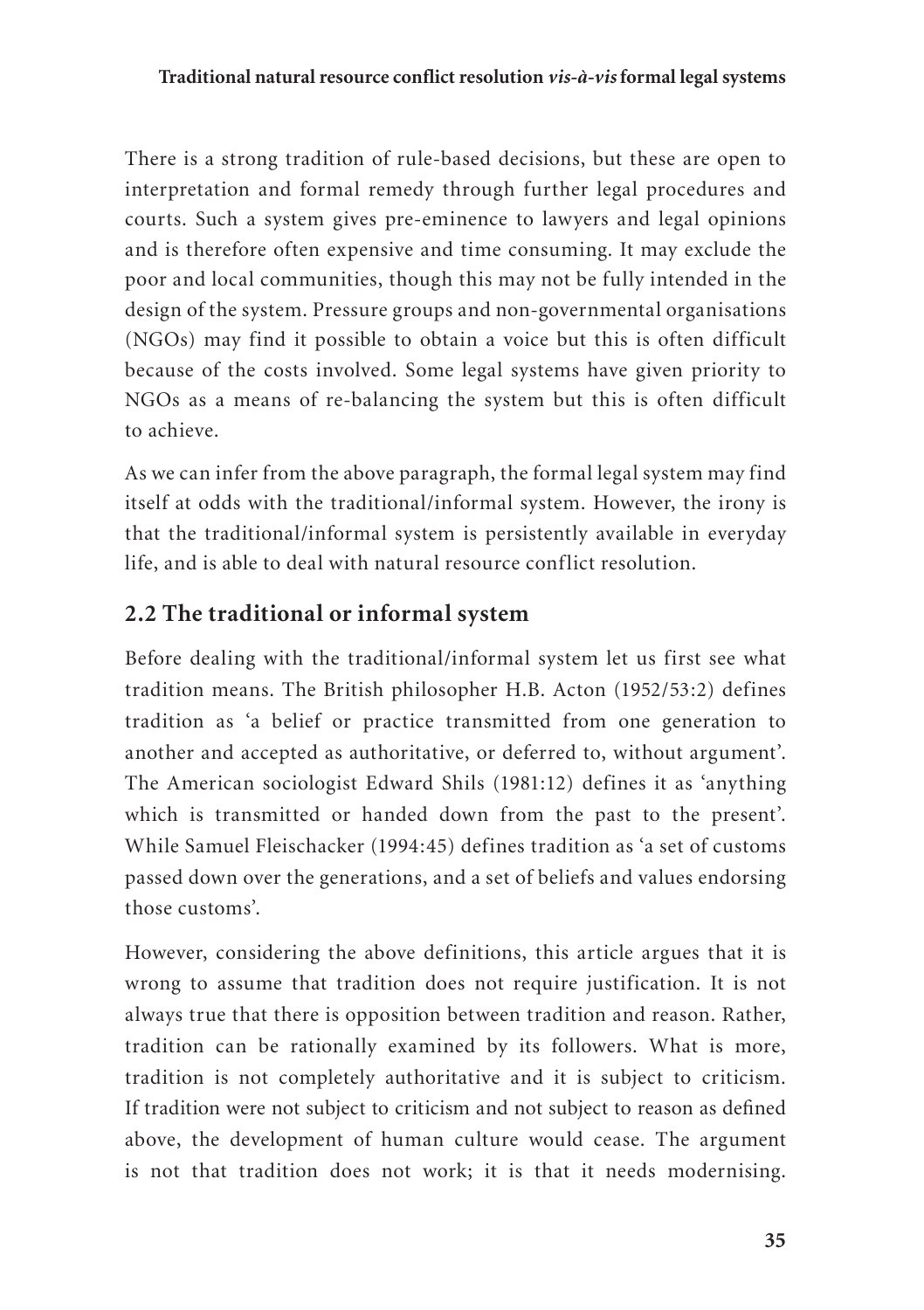There is a strong tradition of rule-based decisions, but these are open to interpretation and formal remedy through further legal procedures and courts. Such a system gives pre-eminence to lawyers and legal opinions and is therefore often expensive and time consuming. It may exclude the poor and local communities, though this may not be fully intended in the design of the system. Pressure groups and non-governmental organisations (NGOs) may find it possible to obtain a voice but this is often difficult because of the costs involved. Some legal systems have given priority to NGOs as a means of re-balancing the system but this is often difficult to achieve.

As we can infer from the above paragraph, the formal legal system may find itself at odds with the traditional/informal system. However, the irony is that the traditional/informal system is persistently available in everyday life, and is able to deal with natural resource conflict resolution.

## 2.2 The traditional or informal system

Before dealing with the traditional/informal system let us first see what tradition means. The British philosopher H.B. Acton (1952/53:2) defines tradition as 'a belief or practice transmitted from one generation to another and accepted as authoritative, or deferred to, without argument'. The American sociologist Edward Shils (1981:12) defines it as 'anything which is transmitted or handed down from the past to the present'. While Samuel Fleischacker (1994:45) defines tradition as 'a set of customs passed down over the generations, and a set of beliefs and values endorsing those customs'.

However, considering the above definitions, this article argues that it is wrong to assume that tradition does not require justification. It is not always true that there is opposition between tradition and reason. Rather, tradition can be rationally examined by its followers. What is more, tradition is not completely authoritative and it is subject to criticism. If tradition were not subject to criticism and not subject to reason as defined above, the development of human culture would cease. The argument is not that tradition does not work; it is that it needs modernising.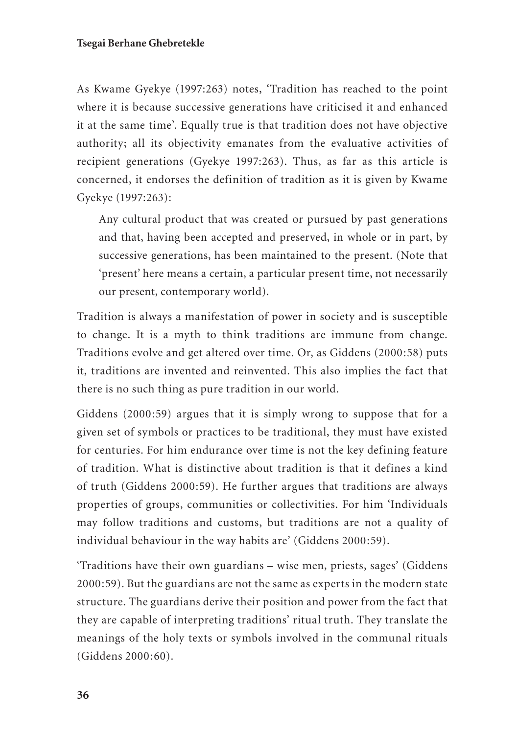As Kwame Gyekye (1997:263) notes, 'Tradition has reached to the point where it is because successive generations have criticised it and enhanced it at the same time'. Equally true is that tradition does not have objective authority; all its objectivity emanates from the evaluative activities of recipient generations (Gyekye 1997:263). Thus, as far as this article is concerned, it endorses the definition of tradition as it is given by Kwame Gyekye (1997:263):

> Any cultural product that was created or pursued by past generations and that, having been accepted and preserved, in whole or in part, by successive generations, has been maintained to the present. (Note that 'present' here means a certain, a particular present time, not necessarily our present, contemporary world).

Tradition is always a manifestation of power in society and is susceptible to change. It is a myth to think traditions are immune from change. Traditions evolve and get altered over time. Or, as Giddens (2000:58) puts it, traditions are invented and reinvented. This also implies the fact that there is no such thing as pure tradition in our world.

Giddens (2000:59) argues that it is simply wrong to suppose that for a given set of symbols or practices to be traditional, they must have existed for centuries. For him endurance over time is not the key defining feature of tradition. What is distinctive about tradition is that it defines a kind of truth (Giddens 2000:59). He further argues that traditions are always properties of groups, communities or collectivities. For him 'Individuals may follow traditions and customs, but traditions are not a quality of individual behaviour in the way habits are' (Giddens 2000:59).

'Traditions have their own guardians – wise men, priests, sages' (Giddens 2000:59). But the guardians are not the same as experts in the modern state structure. The guardians derive their position and power from the fact that they are capable of interpreting traditions' ritual truth. They translate the meanings of the holy texts or symbols involved in the communal rituals (Giddens 2000:60).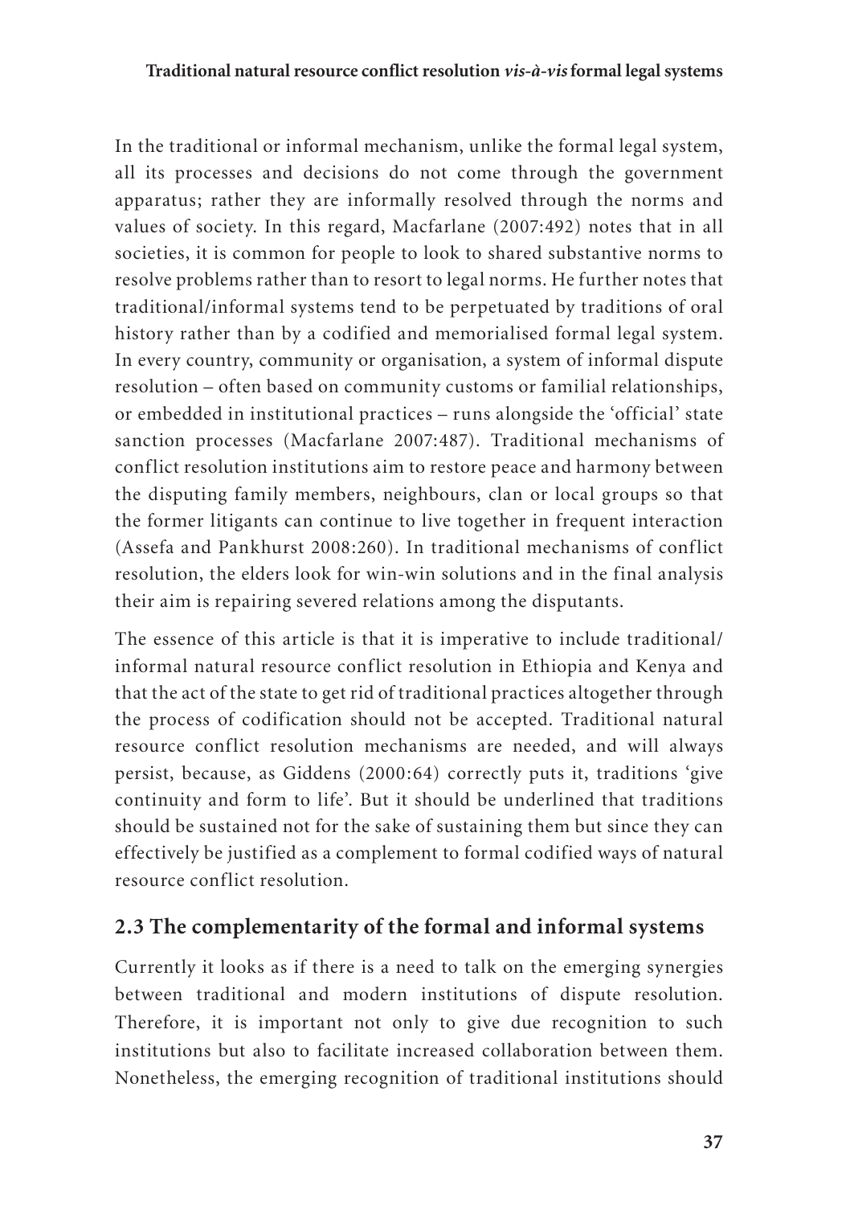In the traditional or informal mechanism, unlike the formal legal system, all its processes and decisions do not come through the government apparatus; rather they are informally resolved through the norms and values of society. In this regard, Macfarlane (2007:492) notes that in all societies, it is common for people to look to shared substantive norms to resolve problems rather than to resort to legal norms. He further notes that traditional/informal systems tend to be perpetuated by traditions of oral history rather than by a codified and memorialised formal legal system. In every country, community or organisation, a system of informal dispute resolution – often based on community customs or familial relationships, or embedded in institutional practices – runs alongside the 'official' state sanction processes (Macfarlane 2007:487). Traditional mechanisms of conflict resolution institutions aim to restore peace and harmony between the disputing family members, neighbours, clan or local groups so that the former litigants can continue to live together in frequent interaction (Assefa and Pankhurst 2008:260). In traditional mechanisms of conflict resolution, the elders look for win-win solutions and in the final analysis their aim is repairing severed relations among the disputants.

The essence of this article is that it is imperative to include traditional/informal natural resource conflict resolution in Ethiopia and Kenya and that the act of the state to get rid of traditional practices altogether through the process of codification should not be accepted. Traditional natural resource conflict resolution mechanisms are needed, and will always persist, because, as Giddens (2000:64) correctly puts it, traditions 'give continuity and form to life'. But it should be underlined that traditions should be sustained not for the sake of sustaining them but since they can effectively be justified as a complement to formal codified ways of natural resource conflict resolution.

## 2.3 The complementarity of the formal and informal systems

Currently it looks as if there is a need to talk on the emerging synergies between traditional and modern institutions of dispute resolution. Therefore, it is important not only to give due recognition to such institutions but also to facilitate increased collaboration between them. Nonetheless, the emerging recognition of traditional institutions should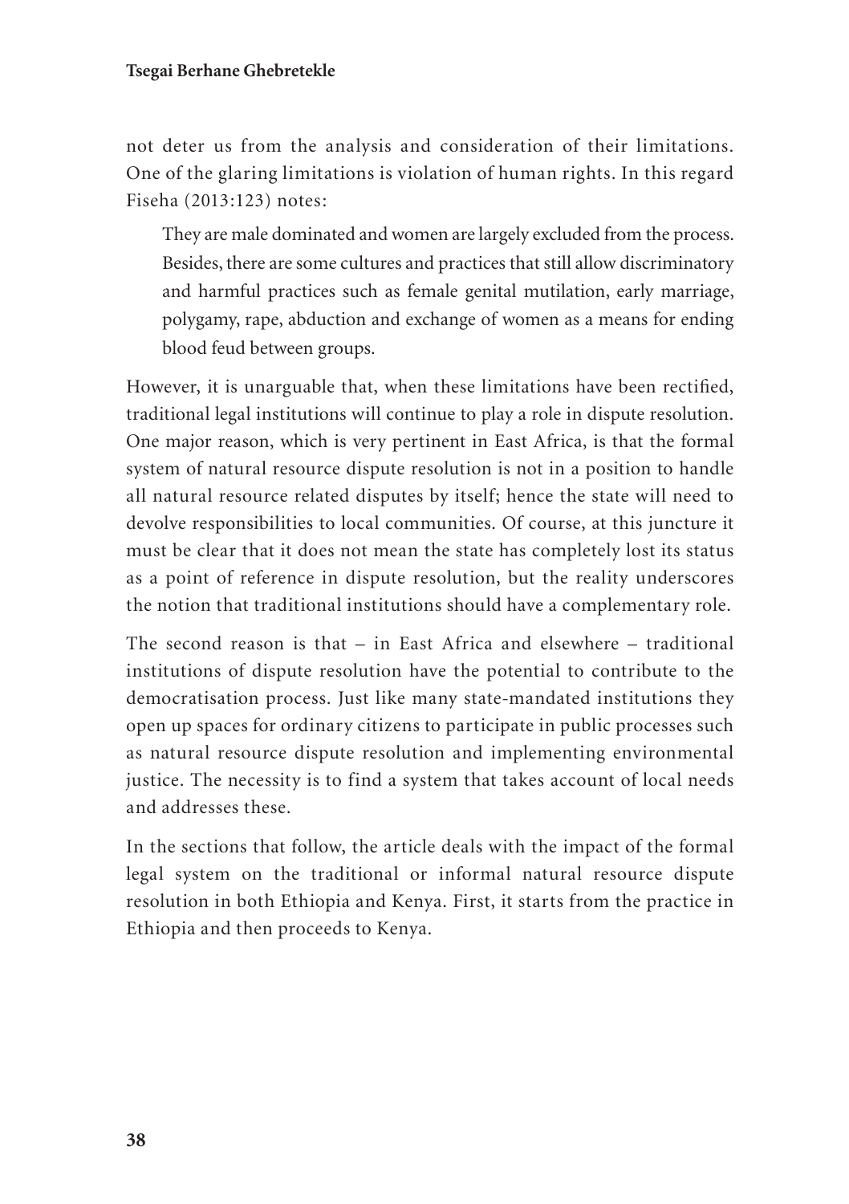not deter us from the analysis and consideration of their limitations. One of the glaring limitations is violation of human rights. In this regard Fiseha (2013:123) notes:

> They are male dominated and women are largely excluded from the process. Besides, there are some cultures and practices that still allow discriminatory and harmful practices such as female genital mutilation, early marriage, polygamy, rape, abduction and exchange of women as a means for ending blood feud between groups.

However, it is unarguable that, when these limitations have been rectified, traditional legal institutions will continue to play a role in dispute resolution. One major reason, which is very pertinent in East Africa, is that the formal system of natural resource dispute resolution is not in a position to handle all natural resource related disputes by itself; hence the state will need to devolve responsibilities to local communities. Of course, at this juncture it must be clear that it does not mean the state has completely lost its status as a point of reference in dispute resolution, but the reality underscores the notion that traditional institutions should have a complementary role.

The second reason is that – in East Africa and elsewhere – traditional institutions of dispute resolution have the potential to contribute to the democratisation process. Just like many state-mandated institutions they open up spaces for ordinary citizens to participate in public processes such as natural resource dispute resolution and implementing environmental justice. The necessity is to find a system that takes account of local needs and addresses these.

In the sections that follow, the article deals with the impact of the formal legal system on the traditional or informal natural resource dispute resolution in both Ethiopia and Kenya. First, it starts from the practice in Ethiopia and then proceeds to Kenya.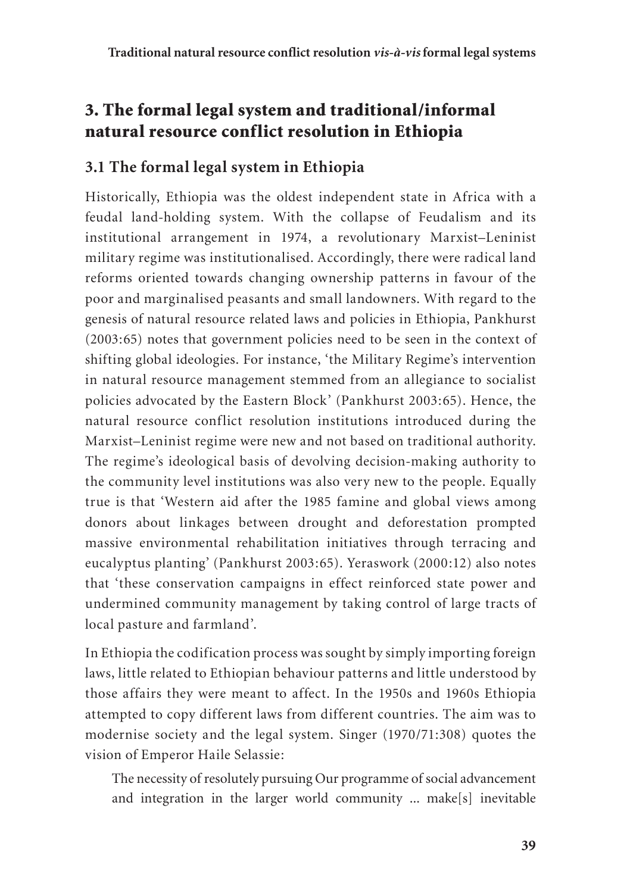## 3. The formal legal system and traditional/informal natural resource conflict resolution in Ethiopia

### 3.1 The formal legal system in Ethiopia

Historically, Ethiopia was the oldest independent state in Africa with a feudal land-holding system. With the collapse of Feudalism and its institutional arrangement in 1974, a revolutionary Marxist–Leninist military regime was institutionalised. Accordingly, there were radical land reforms oriented towards changing ownership patterns in favour of the poor and marginalised peasants and small landowners. With regard to the genesis of natural resource related laws and policies in Ethiopia, Pankhurst (2003:65) notes that government policies need to be seen in the context of shifting global ideologies. For instance, 'the Military Regime's intervention in natural resource management stemmed from an allegiance to socialist policies advocated by the Eastern Block' (Pankhurst 2003:65). Hence, the natural resource conflict resolution institutions introduced during the Marxist–Leninist regime were new and not based on traditional authority. The regime's ideological basis of devolving decision-making authority to the community level institutions was also very new to the people. Equally true is that 'Western aid after the 1985 famine and global views among donors about linkages between drought and deforestation prompted massive environmental rehabilitation initiatives through terracing and eucalyptus planting' (Pankhurst 2003:65). Yeraswork (2000:12) also notes that 'these conservation campaigns in effect reinforced state power and undermined community management by taking control of large tracts of local pasture and farmland'.

In Ethiopia the codification process was sought by simply importing foreign laws, little related to Ethiopian behaviour patterns and little understood by those affairs they were meant to affect. In the 1950s and 1960s Ethiopia attempted to copy different laws from different countries. The aim was to modernise society and the legal system. Singer (1970/71:308) quotes the vision of Emperor Haile Selassie:

> The necessity of resolutely pursuing Our programme of social advancement and integration in the larger world community ... make[s] inevitable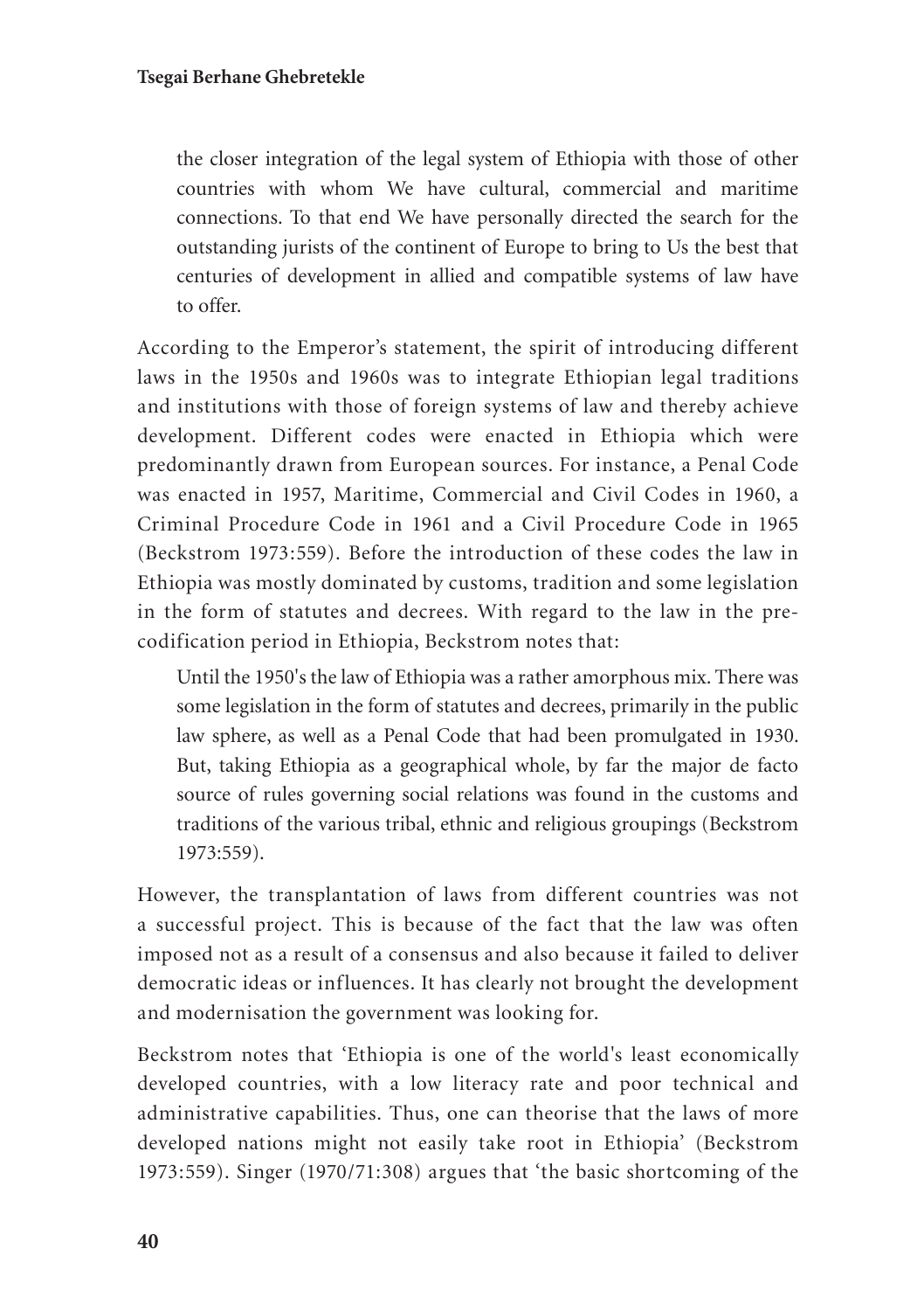> the closer integration of the legal system of Ethiopia with those of other countries with whom We have cultural, commercial and maritime connections. To that end We have personally directed the search for the outstanding jurists of the continent of Europe to bring to Us the best that centuries of development in allied and compatible systems of law have to offer.

According to the Emperor's statement, the spirit of introducing different laws in the 1950s and 1960s was to integrate Ethiopian legal traditions and institutions with those of foreign systems of law and thereby achieve development. Different codes were enacted in Ethiopia which were predominantly drawn from European sources. For instance, a Penal Code was enacted in 1957, Maritime, Commercial and Civil Codes in 1960, a Criminal Procedure Code in 1961 and a Civil Procedure Code in 1965 (Beckstrom 1973:559). Before the introduction of these codes the law in Ethiopia was mostly dominated by customs, tradition and some legislation in the form of statutes and decrees. With regard to the law in the pre-codification period in Ethiopia, Beckstrom notes that:

> Until the 1950's the law of Ethiopia was a rather amorphous mix. There was some legislation in the form of statutes and decrees, primarily in the public law sphere, as well as a Penal Code that had been promulgated in 1930. But, taking Ethiopia as a geographical whole, by far the major de facto source of rules governing social relations was found in the customs and traditions of the various tribal, ethnic and religious groupings (Beckstrom 1973:559).

However, the transplantation of laws from different countries was not a successful project. This is because of the fact that the law was often imposed not as a result of a consensus and also because it failed to deliver democratic ideas or influences. It has clearly not brought the development and modernisation the government was looking for.

Beckstrom notes that 'Ethiopia is one of the world's least economically developed countries, with a low literacy rate and poor technical and administrative capabilities. Thus, one can theorise that the laws of more developed nations might not easily take root in Ethiopia' (Beckstrom 1973:559). Singer (1970/71:308) argues that 'the basic shortcoming of the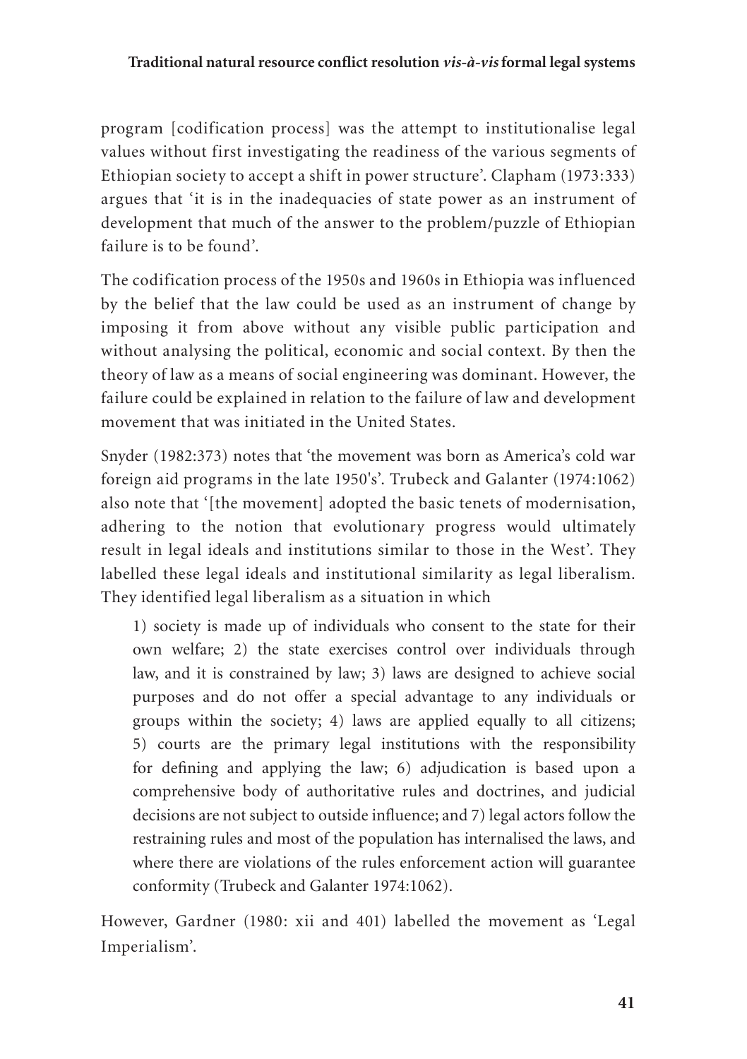program [codification process] was the attempt to institutionalise legal values without first investigating the readiness of the various segments of Ethiopian society to accept a shift in power structure'. Clapham (1973:333) argues that 'it is in the inadequacies of state power as an instrument of development that much of the answer to the problem/puzzle of Ethiopian failure is to be found'.

The codification process of the 1950s and 1960s in Ethiopia was influenced by the belief that the law could be used as an instrument of change by imposing it from above without any visible public participation and without analysing the political, economic and social context. By then the theory of law as a means of social engineering was dominant. However, the failure could be explained in relation to the failure of law and development movement that was initiated in the United States.

Snyder (1982:373) notes that 'the movement was born as America's cold war foreign aid programs in the late 1950's'. Trubeck and Galanter (1974:1062) also note that '[the movement] adopted the basic tenets of modernisation, adhering to the notion that evolutionary progress would ultimately result in legal ideals and institutions similar to those in the West'. They labelled these legal ideals and institutional similarity as legal liberalism. They identified legal liberalism as a situation in which

> 1) society is made up of individuals who consent to the state for their own welfare; 2) the state exercises control over individuals through law, and it is constrained by law; 3) laws are designed to achieve social purposes and do not offer a special advantage to any individuals or groups within the society; 4) laws are applied equally to all citizens; 5) courts are the primary legal institutions with the responsibility for defining and applying the law; 6) adjudication is based upon a comprehensive body of authoritative rules and doctrines, and judicial decisions are not subject to outside influence; and 7) legal actors follow the restraining rules and most of the population has internalised the laws, and where there are violations of the rules enforcement action will guarantee conformity (Trubeck and Galanter 1974:1062).

However, Gardner (1980: xii and 401) labelled the movement as 'Legal Imperialism'.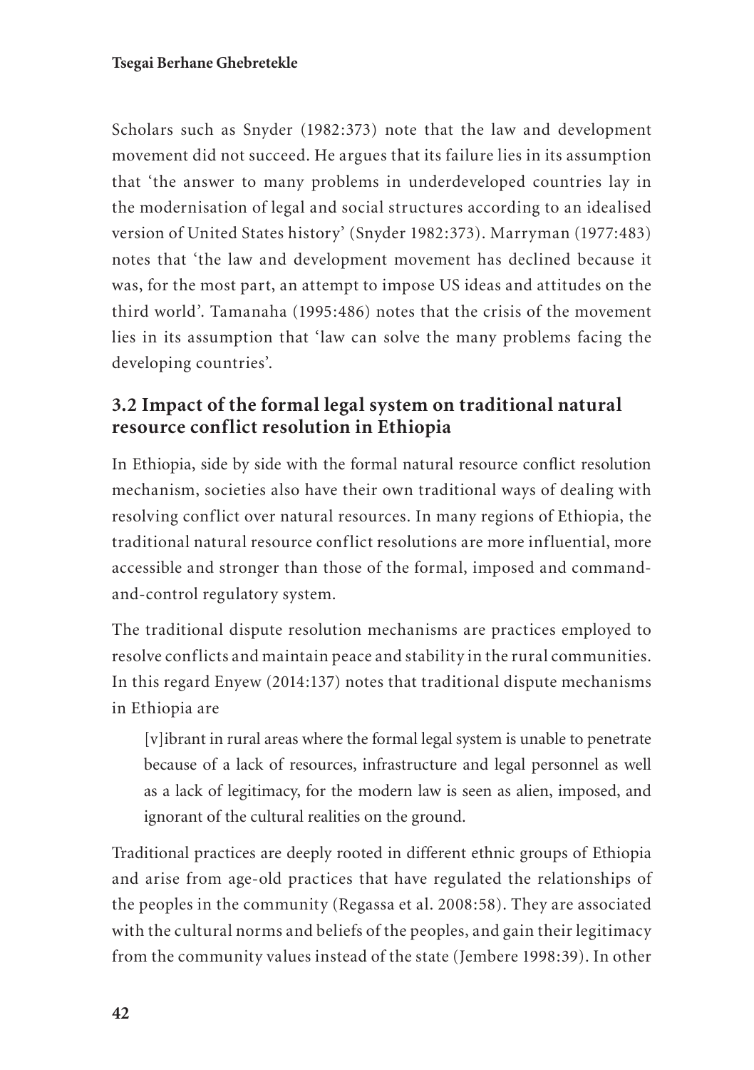Scholars such as Snyder (1982:373) note that the law and development movement did not succeed. He argues that its failure lies in its assumption that 'the answer to many problems in underdeveloped countries lay in the modernisation of legal and social structures according to an idealised version of United States history' (Snyder 1982:373). Marryman (1977:483) notes that 'the law and development movement has declined because it was, for the most part, an attempt to impose US ideas and attitudes on the third world'. Tamanaha (1995:486) notes that the crisis of the movement lies in its assumption that 'law can solve the many problems facing the developing countries'.

## 3.2 Impact of the formal legal system on traditional natural resource conflict resolution in Ethiopia

In Ethiopia, side by side with the formal natural resource conflict resolution mechanism, societies also have their own traditional ways of dealing with resolving conflict over natural resources. In many regions of Ethiopia, the traditional natural resource conflict resolutions are more influential, more accessible and stronger than those of the formal, imposed and command-and-control regulatory system.

The traditional dispute resolution mechanisms are practices employed to resolve conflicts and maintain peace and stability in the rural communities. In this regard Enyew (2014:137) notes that traditional dispute mechanisms in Ethiopia are

> [v]ibrant in rural areas where the formal legal system is unable to penetrate because of a lack of resources, infrastructure and legal personnel as well as a lack of legitimacy, for the modern law is seen as alien, imposed, and ignorant of the cultural realities on the ground.

Traditional practices are deeply rooted in different ethnic groups of Ethiopia and arise from age-old practices that have regulated the relationships of the peoples in the community (Regassa et al. 2008:58). They are associated with the cultural norms and beliefs of the peoples, and gain their legitimacy from the community values instead of the state (Jembere 1998:39). In other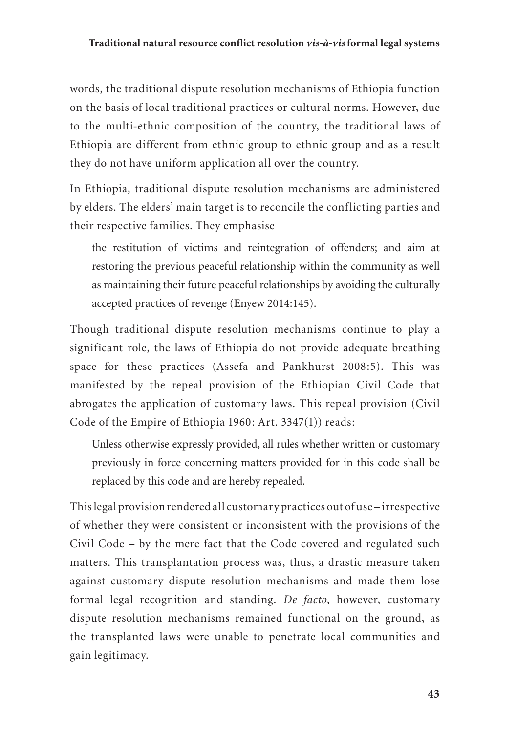words, the traditional dispute resolution mechanisms of Ethiopia function on the basis of local traditional practices or cultural norms. However, due to the multi-ethnic composition of the country, the traditional laws of Ethiopia are different from ethnic group to ethnic group and as a result they do not have uniform application all over the country.

In Ethiopia, traditional dispute resolution mechanisms are administered by elders. The elders' main target is to reconcile the conflicting parties and their respective families. They emphasise

> the restitution of victims and reintegration of offenders; and aim at restoring the previous peaceful relationship within the community as well as maintaining their future peaceful relationships by avoiding the culturally accepted practices of revenge (Enyew 2014:145).

Though traditional dispute resolution mechanisms continue to play a significant role, the laws of Ethiopia do not provide adequate breathing space for these practices (Assefa and Pankhurst 2008:5). This was manifested by the repeal provision of the Ethiopian Civil Code that abrogates the application of customary laws. This repeal provision (Civil Code of the Empire of Ethiopia 1960: Art. 3347(1)) reads:

> Unless otherwise expressly provided, all rules whether written or customary previously in force concerning matters provided for in this code shall be replaced by this code and are hereby repealed.

This legal provision rendered all customary practices out of use – irrespective of whether they were consistent or inconsistent with the provisions of the Civil Code – by the mere fact that the Code covered and regulated such matters. This transplantation process was, thus, a drastic measure taken against customary dispute resolution mechanisms and made them lose formal legal recognition and standing. *De facto*, however, customary dispute resolution mechanisms remained functional on the ground, as the transplanted laws were unable to penetrate local communities and gain legitimacy.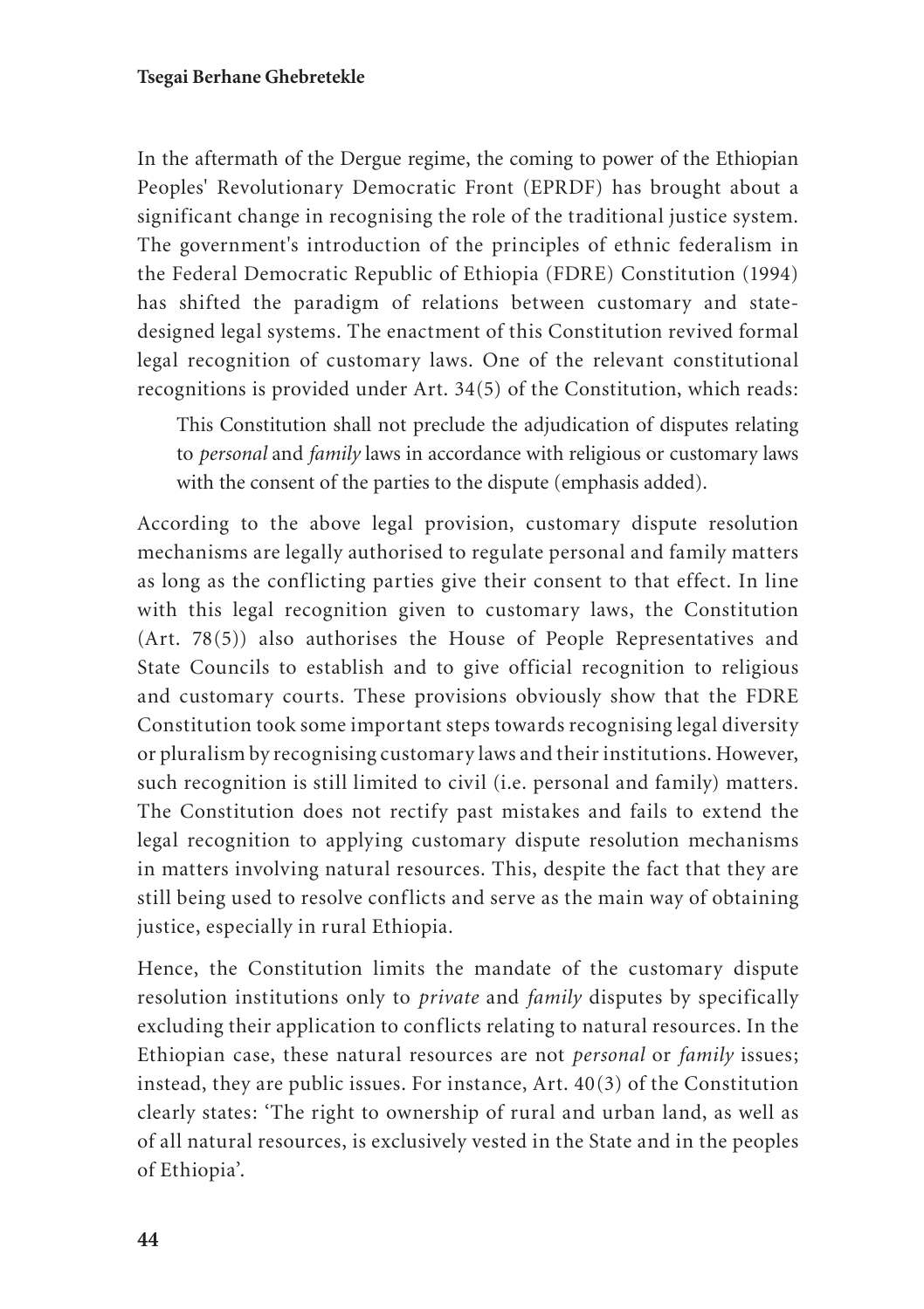In the aftermath of the Dergue regime, the coming to power of the Ethiopian Peoples' Revolutionary Democratic Front (EPRDF) has brought about a significant change in recognising the role of the traditional justice system. The government's introduction of the principles of ethnic federalism in the Federal Democratic Republic of Ethiopia (FDRE) Constitution (1994) has shifted the paradigm of relations between customary and state-designed legal systems. The enactment of this Constitution revived formal legal recognition of customary laws. One of the relevant constitutional recognitions is provided under Art. 34(5) of the Constitution, which reads:

> This Constitution shall not preclude the adjudication of disputes relating to *personal* and *family* laws in accordance with religious or customary laws with the consent of the parties to the dispute (emphasis added).

According to the above legal provision, customary dispute resolution mechanisms are legally authorised to regulate personal and family matters as long as the conflicting parties give their consent to that effect. In line with this legal recognition given to customary laws, the Constitution (Art. 78(5)) also authorises the House of People Representatives and State Councils to establish and to give official recognition to religious and customary courts. These provisions obviously show that the FDRE Constitution took some important steps towards recognising legal diversity or pluralism by recognising customary laws and their institutions. However, such recognition is still limited to civil (i.e. personal and family) matters. The Constitution does not rectify past mistakes and fails to extend the legal recognition to applying customary dispute resolution mechanisms in matters involving natural resources. This, despite the fact that they are still being used to resolve conflicts and serve as the main way of obtaining justice, especially in rural Ethiopia.

Hence, the Constitution limits the mandate of the customary dispute resolution institutions only to *private* and *family* disputes by specifically excluding their application to conflicts relating to natural resources. In the Ethiopian case, these natural resources are not *personal* or *family* issues; instead, they are public issues. For instance, Art. 40(3) of the Constitution clearly states: 'The right to ownership of rural and urban land, as well as of all natural resources, is exclusively vested in the State and in the peoples of Ethiopia'.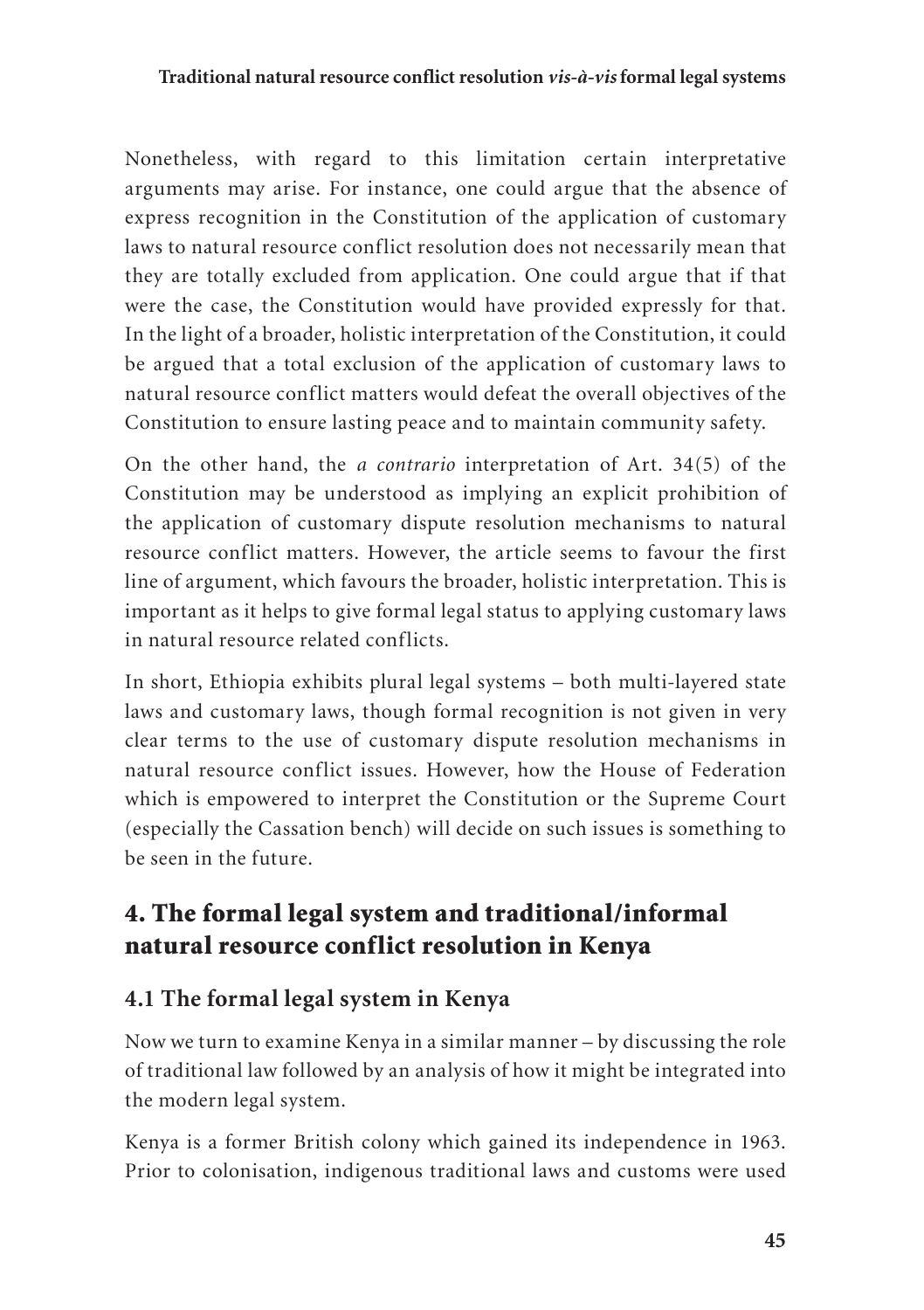Nonetheless, with regard to this limitation certain interpretative arguments may arise. For instance, one could argue that the absence of express recognition in the Constitution of the application of customary laws to natural resource conflict resolution does not necessarily mean that they are totally excluded from application. One could argue that if that were the case, the Constitution would have provided expressly for that. In the light of a broader, holistic interpretation of the Constitution, it could be argued that a total exclusion of the application of customary laws to natural resource conflict matters would defeat the overall objectives of the Constitution to ensure lasting peace and to maintain community safety.

On the other hand, the *a contrario* interpretation of Art. 34(5) of the Constitution may be understood as implying an explicit prohibition of the application of customary dispute resolution mechanisms to natural resource conflict matters. However, the article seems to favour the first line of argument, which favours the broader, holistic interpretation. This is important as it helps to give formal legal status to applying customary laws in natural resource related conflicts.

In short, Ethiopia exhibits plural legal systems – both multi-layered state laws and customary laws, though formal recognition is not given in very clear terms to the use of customary dispute resolution mechanisms in natural resource conflict issues. However, how the House of Federation which is empowered to interpret the Constitution or the Supreme Court (especially the Cassation bench) will decide on such issues is something to be seen in the future.

## 4. The formal legal system and traditional/informal natural resource conflict resolution in Kenya

### 4.1 The formal legal system in Kenya

Now we turn to examine Kenya in a similar manner – by discussing the role of traditional law followed by an analysis of how it might be integrated into the modern legal system.

Kenya is a former British colony which gained its independence in 1963. Prior to colonisation, indigenous traditional laws and customs were used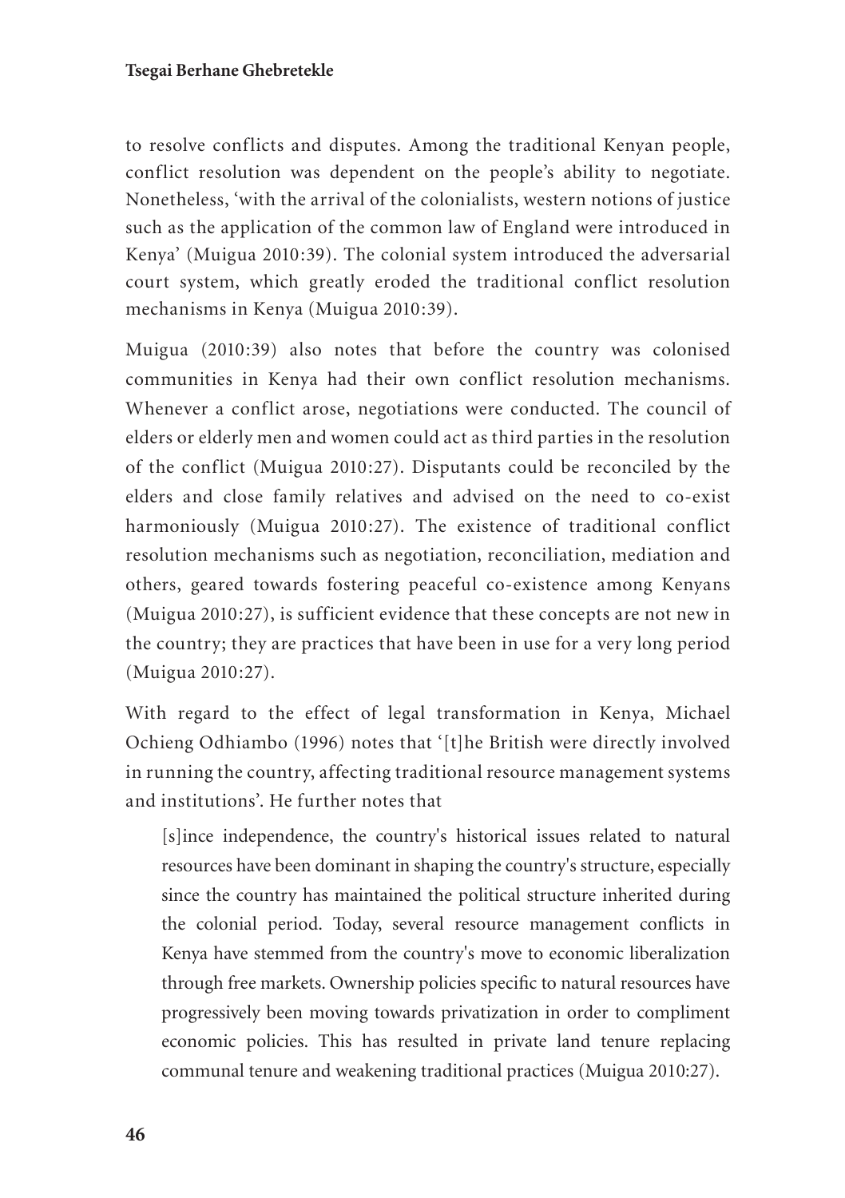to resolve conflicts and disputes. Among the traditional Kenyan people, conflict resolution was dependent on the people's ability to negotiate. Nonetheless, 'with the arrival of the colonialists, western notions of justice such as the application of the common law of England were introduced in Kenya' (Muigua 2010:39). The colonial system introduced the adversarial court system, which greatly eroded the traditional conflict resolution mechanisms in Kenya (Muigua 2010:39).

Muigua (2010:39) also notes that before the country was colonised communities in Kenya had their own conflict resolution mechanisms. Whenever a conflict arose, negotiations were conducted. The council of elders or elderly men and women could act as third parties in the resolution of the conflict (Muigua 2010:27). Disputants could be reconciled by the elders and close family relatives and advised on the need to co-exist harmoniously (Muigua 2010:27). The existence of traditional conflict resolution mechanisms such as negotiation, reconciliation, mediation and others, geared towards fostering peaceful co-existence among Kenyans (Muigua 2010:27), is sufficient evidence that these concepts are not new in the country; they are practices that have been in use for a very long period (Muigua 2010:27).

With regard to the effect of legal transformation in Kenya, Michael Ochieng Odhiambo (1996) notes that '[t]he British were directly involved in running the country, affecting traditional resource management systems and institutions'. He further notes that

> [s]ince independence, the country's historical issues related to natural resources have been dominant in shaping the country's structure, especially since the country has maintained the political structure inherited during the colonial period. Today, several resource management conflicts in Kenya have stemmed from the country's move to economic liberalization through free markets. Ownership policies specific to natural resources have progressively been moving towards privatization in order to compliment economic policies. This has resulted in private land tenure replacing communal tenure and weakening traditional practices (Muigua 2010:27).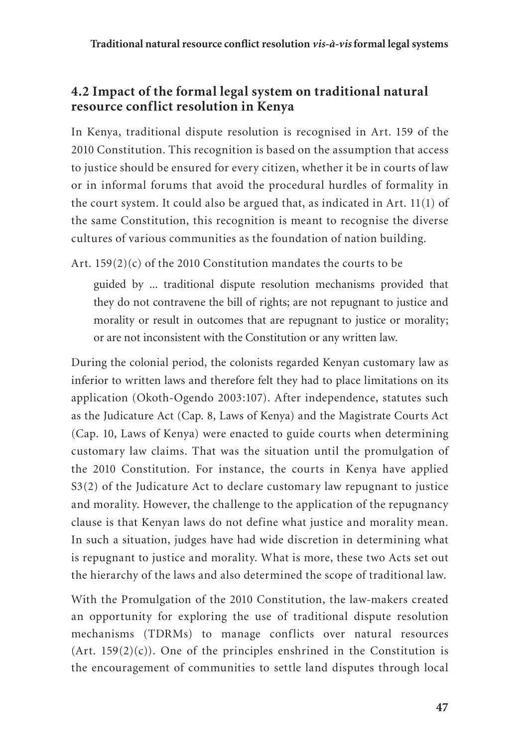## 4.2 Impact of the formal legal system on traditional natural resource conflict resolution in Kenya

In Kenya, traditional dispute resolution is recognised in Art. 159 of the 2010 Constitution. This recognition is based on the assumption that access to justice should be ensured for every citizen, whether it be in courts of law or in informal forums that avoid the procedural hurdles of formality in the court system. It could also be argued that, as indicated in Art. 11(1) of the same Constitution, this recognition is meant to recognise the diverse cultures of various communities as the foundation of nation building.

Art. 159(2)(c) of the 2010 Constitution mandates the courts to be

> guided by ... traditional dispute resolution mechanisms provided that they do not contravene the bill of rights; are not repugnant to justice and morality or result in outcomes that are repugnant to justice or morality; or are not inconsistent with the Constitution or any written law.

During the colonial period, the colonists regarded Kenyan customary law as inferior to written laws and therefore felt they had to place limitations on its application (Okoth-Ogendo 2003:107). After independence, statutes such as the Judicature Act (Cap. 8, Laws of Kenya) and the Magistrate Courts Act (Cap. 10, Laws of Kenya) were enacted to guide courts when determining customary law claims. That was the situation until the promulgation of the 2010 Constitution. For instance, the courts in Kenya have applied S3(2) of the Judicature Act to declare customary law repugnant to justice and morality. However, the challenge to the application of the repugnancy clause is that Kenyan laws do not define what justice and morality mean. In such a situation, judges have had wide discretion in determining what is repugnant to justice and morality. What is more, these two Acts set out the hierarchy of the laws and also determined the scope of traditional law.

With the Promulgation of the 2010 Constitution, the law-makers created an opportunity for exploring the use of traditional dispute resolution mechanisms (TDRMs) to manage conflicts over natural resources (Art. 159(2)(c)). One of the principles enshrined in the Constitution is the encouragement of communities to settle land disputes through local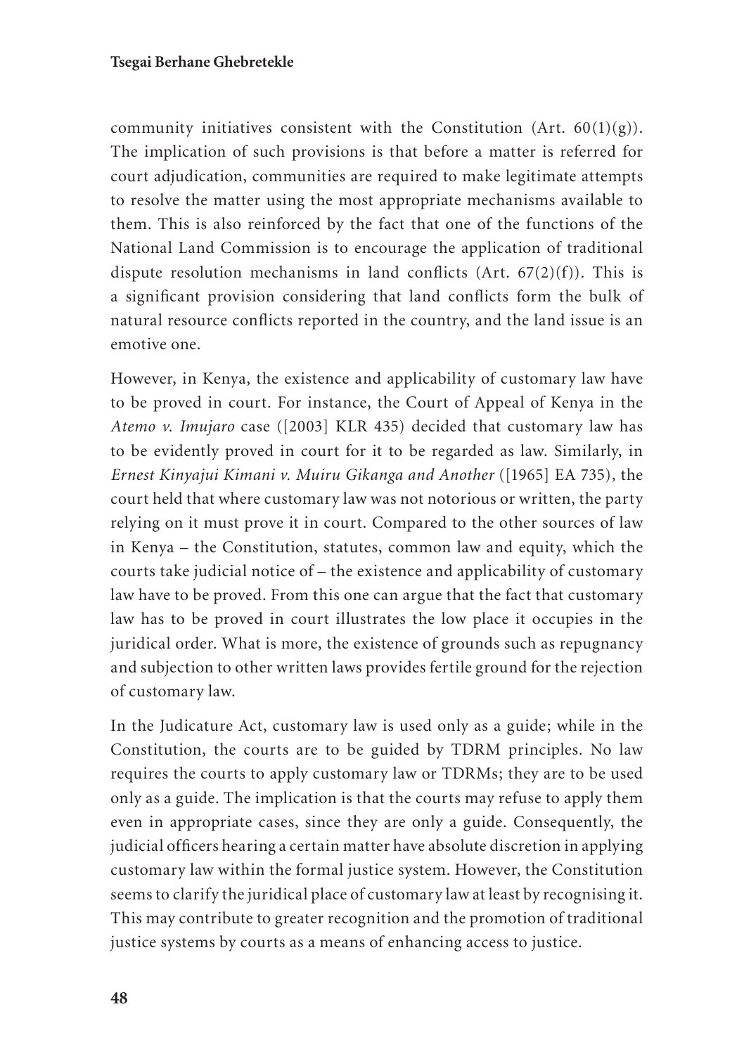community initiatives consistent with the Constitution (Art. 60(1)(g)). The implication of such provisions is that before a matter is referred for court adjudication, communities are required to make legitimate attempts to resolve the matter using the most appropriate mechanisms available to them. This is also reinforced by the fact that one of the functions of the National Land Commission is to encourage the application of traditional dispute resolution mechanisms in land conflicts (Art. 67(2)(f)). This is a significant provision considering that land conflicts form the bulk of natural resource conflicts reported in the country, and the land issue is an emotive one.

However, in Kenya, the existence and applicability of customary law have to be proved in court. For instance, the Court of Appeal of Kenya in the *Atemo v. Imujaro* case ([2003] KLR 435) decided that customary law has to be evidently proved in court for it to be regarded as law. Similarly, in *Ernest Kinyajui Kimani v. Muiru Gikanga and Another* ([1965] EA 735), the court held that where customary law was not notorious or written, the party relying on it must prove it in court. Compared to the other sources of law in Kenya – the Constitution, statutes, common law and equity, which the courts take judicial notice of – the existence and applicability of customary law have to be proved. From this one can argue that the fact that customary law has to be proved in court illustrates the low place it occupies in the juridical order. What is more, the existence of grounds such as repugnancy and subjection to other written laws provides fertile ground for the rejection of customary law.

In the Judicature Act, customary law is used only as a guide; while in the Constitution, the courts are to be guided by TDRM principles. No law requires the courts to apply customary law or TDRMs; they are to be used only as a guide. The implication is that the courts may refuse to apply them even in appropriate cases, since they are only a guide. Consequently, the judicial officers hearing a certain matter have absolute discretion in applying customary law within the formal justice system. However, the Constitution seems to clarify the juridical place of customary law at least by recognising it. This may contribute to greater recognition and the promotion of traditional justice systems by courts as a means of enhancing access to justice.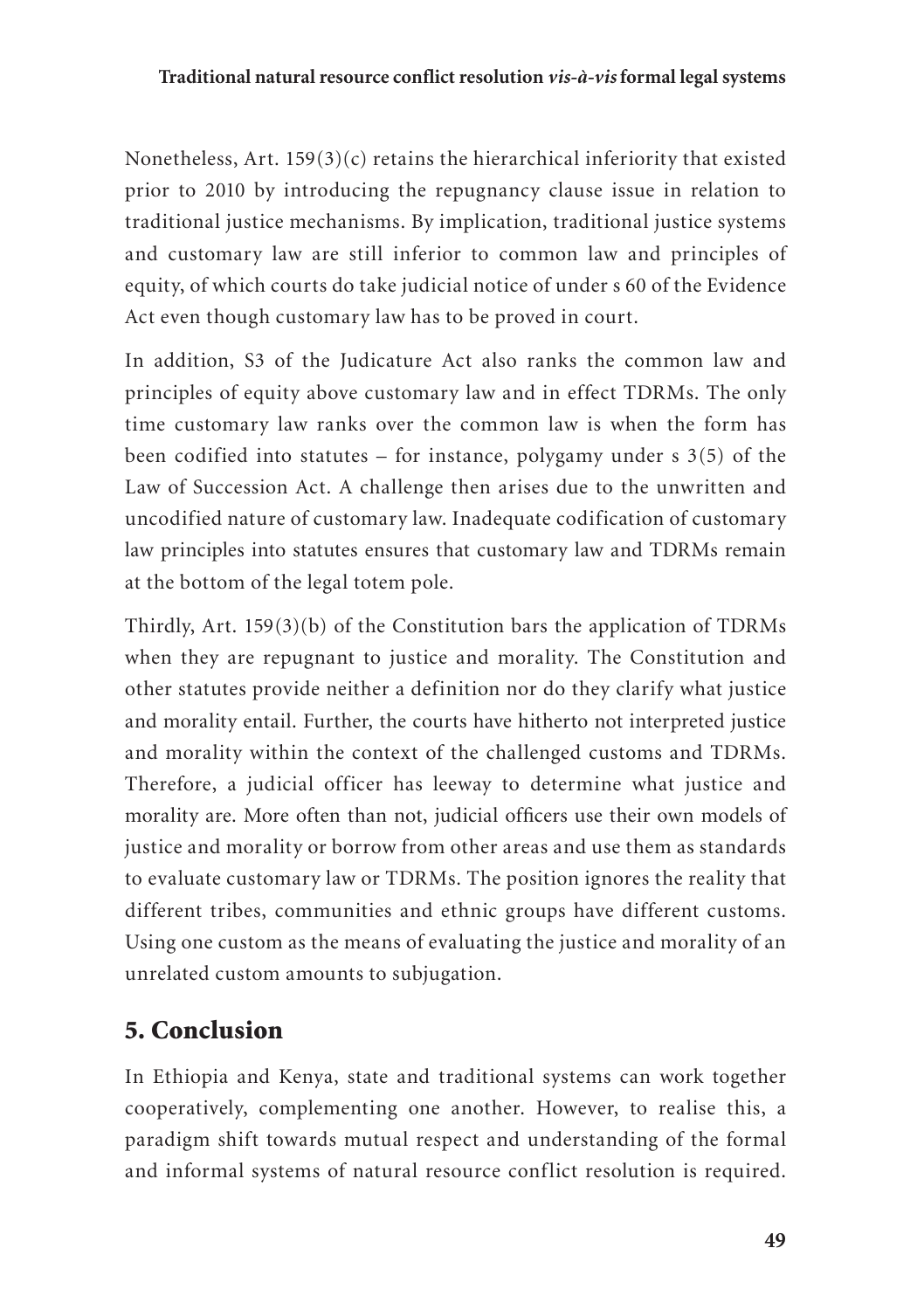Nonetheless, Art. 159(3)(c) retains the hierarchical inferiority that existed prior to 2010 by introducing the repugnancy clause issue in relation to traditional justice mechanisms. By implication, traditional justice systems and customary law are still inferior to common law and principles of equity, of which courts do take judicial notice of under s 60 of the Evidence Act even though customary law has to be proved in court.

In addition, S3 of the Judicature Act also ranks the common law and principles of equity above customary law and in effect TDRMs. The only time customary law ranks over the common law is when the form has been codified into statutes – for instance, polygamy under s 3(5) of the Law of Succession Act. A challenge then arises due to the unwritten and uncodified nature of customary law. Inadequate codification of customary law principles into statutes ensures that customary law and TDRMs remain at the bottom of the legal totem pole.

Thirdly, Art. 159(3)(b) of the Constitution bars the application of TDRMs when they are repugnant to justice and morality. The Constitution and other statutes provide neither a definition nor do they clarify what justice and morality entail. Further, the courts have hitherto not interpreted justice and morality within the context of the challenged customs and TDRMs. Therefore, a judicial officer has leeway to determine what justice and morality are. More often than not, judicial officers use their own models of justice and morality or borrow from other areas and use them as standards to evaluate customary law or TDRMs. The position ignores the reality that different tribes, communities and ethnic groups have different customs. Using one custom as the means of evaluating the justice and morality of an unrelated custom amounts to subjugation.

## 5. Conclusion

In Ethiopia and Kenya, state and traditional systems can work together cooperatively, complementing one another. However, to realise this, a paradigm shift towards mutual respect and understanding of the formal and informal systems of natural resource conflict resolution is required.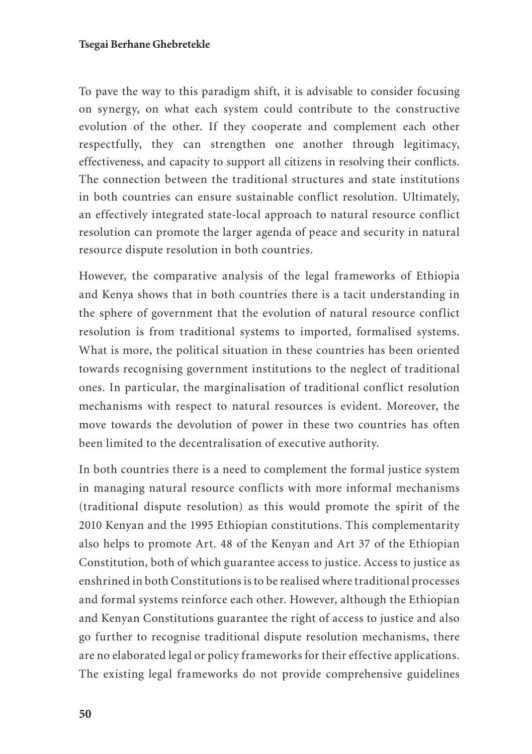To pave the way to this paradigm shift, it is advisable to consider focusing on synergy, on what each system could contribute to the constructive evolution of the other. If they cooperate and complement each other respectfully, they can strengthen one another through legitimacy, effectiveness, and capacity to support all citizens in resolving their conflicts. The connection between the traditional structures and state institutions in both countries can ensure sustainable conflict resolution. Ultimately, an effectively integrated state-local approach to natural resource conflict resolution can promote the larger agenda of peace and security in natural resource dispute resolution in both countries.

However, the comparative analysis of the legal frameworks of Ethiopia and Kenya shows that in both countries there is a tacit understanding in the sphere of government that the evolution of natural resource conflict resolution is from traditional systems to imported, formalised systems. What is more, the political situation in these countries has been oriented towards recognising government institutions to the neglect of traditional ones. In particular, the marginalisation of traditional conflict resolution mechanisms with respect to natural resources is evident. Moreover, the move towards the devolution of power in these two countries has often been limited to the decentralisation of executive authority.

In both countries there is a need to complement the formal justice system in managing natural resource conflicts with more informal mechanisms (traditional dispute resolution) as this would promote the spirit of the 2010 Kenyan and the 1995 Ethiopian constitutions. This complementarity also helps to promote Art. 48 of the Kenyan and Art 37 of the Ethiopian Constitution, both of which guarantee access to justice. Access to justice as enshrined in both Constitutions is to be realised where traditional processes and formal systems reinforce each other. However, although the Ethiopian and Kenyan Constitutions guarantee the right of access to justice and also go further to recognise traditional dispute resolution mechanisms, there are no elaborated legal or policy frameworks for their effective applications. The existing legal frameworks do not provide comprehensive guidelines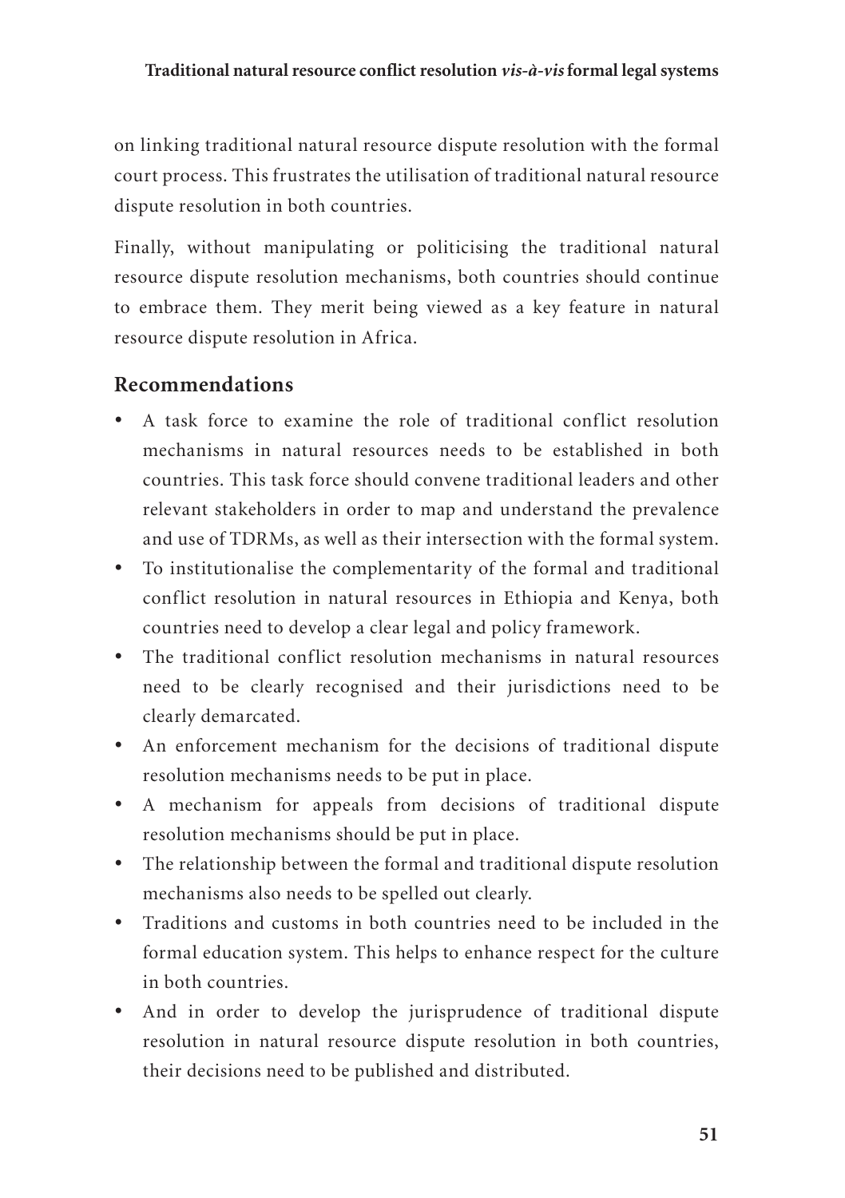on linking traditional natural resource dispute resolution with the formal court process. This frustrates the utilisation of traditional natural resource dispute resolution in both countries.

Finally, without manipulating or politicising the traditional natural resource dispute resolution mechanisms, both countries should continue to embrace them. They merit being viewed as a key feature in natural resource dispute resolution in Africa.

## Recommendations

- A task force to examine the role of traditional conflict resolution mechanisms in natural resources needs to be established in both countries. This task force should convene traditional leaders and other relevant stakeholders in order to map and understand the prevalence and use of TDRMs, as well as their intersection with the formal system.
- To institutionalise the complementarity of the formal and traditional conflict resolution in natural resources in Ethiopia and Kenya, both countries need to develop a clear legal and policy framework.
- The traditional conflict resolution mechanisms in natural resources need to be clearly recognised and their jurisdictions need to be clearly demarcated.
- An enforcement mechanism for the decisions of traditional dispute resolution mechanisms needs to be put in place.
- A mechanism for appeals from decisions of traditional dispute resolution mechanisms should be put in place.
- The relationship between the formal and traditional dispute resolution mechanisms also needs to be spelled out clearly.
- Traditions and customs in both countries need to be included in the formal education system. This helps to enhance respect for the culture in both countries.
- And in order to develop the jurisprudence of traditional dispute resolution in natural resource dispute resolution in both countries, their decisions need to be published and distributed.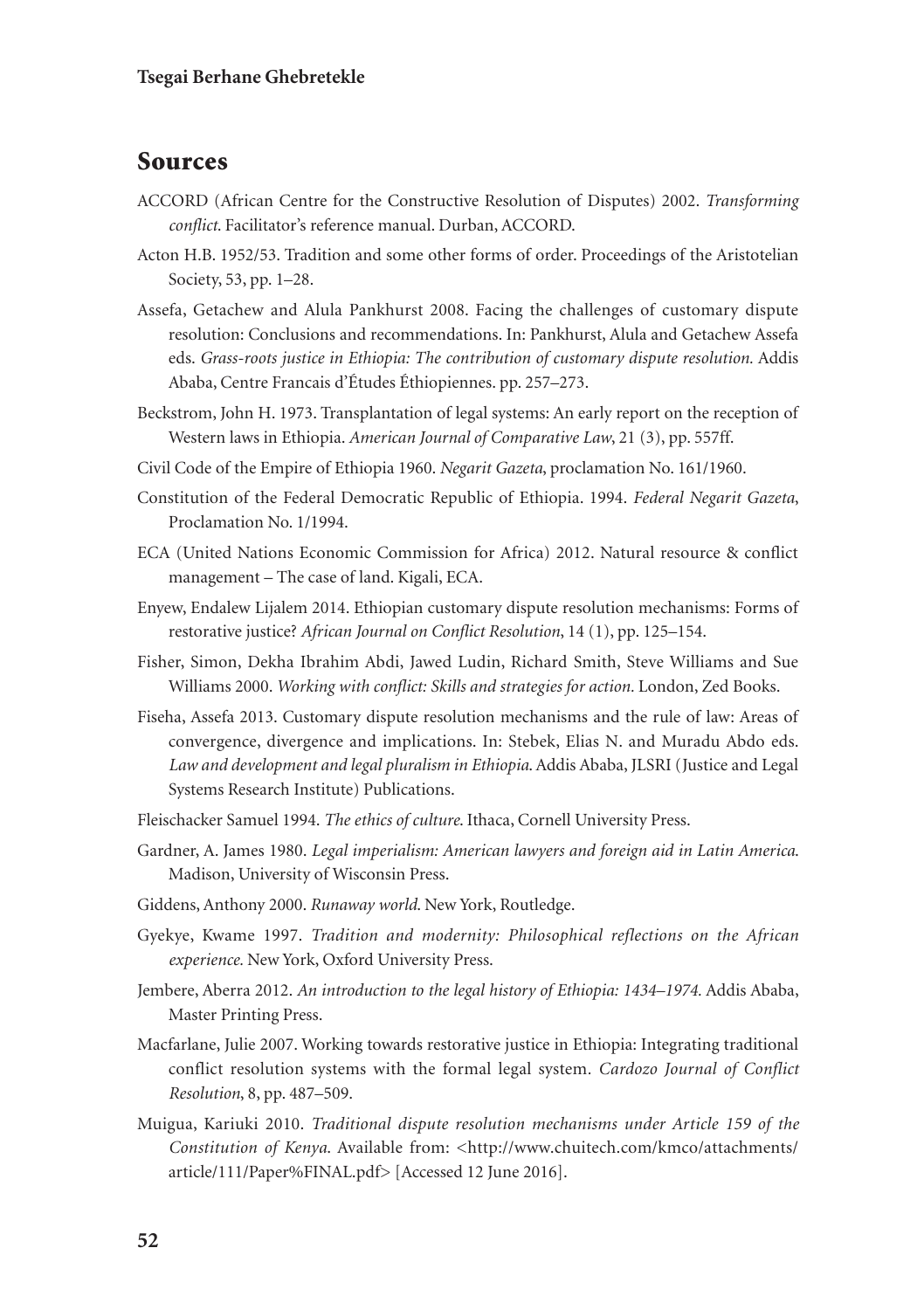## Sources

ACCORD (African Centre for the Constructive Resolution of Disputes) 2002. *Transforming conflict*. Facilitator's reference manual. Durban, ACCORD.

Acton H.B. 1952/53. Tradition and some other forms of order. Proceedings of the Aristotelian Society, 53, pp. 1–28.

Assefa, Getachew and Alula Pankhurst 2008. Facing the challenges of customary dispute resolution: Conclusions and recommendations. In: Pankhurst, Alula and Getachew Assefa eds. *Grass-roots justice in Ethiopia: The contribution of customary dispute resolution.* Addis Ababa, Centre Francais d'Études Éthiopiennes. pp. 257–273.

Beckstrom, John H. 1973. Transplantation of legal systems: An early report on the reception of Western laws in Ethiopia. *American Journal of Comparative Law*, 21 (3), pp. 557ff.

Civil Code of the Empire of Ethiopia 1960. *Negarit Gazeta*, proclamation No. 161/1960.

Constitution of the Federal Democratic Republic of Ethiopia. 1994. *Federal Negarit Gazeta*, Proclamation No. 1/1994.

ECA (United Nations Economic Commission for Africa) 2012. Natural resource & conflict management – The case of land. Kigali, ECA.

Enyew, Endalew Lijalem 2014. Ethiopian customary dispute resolution mechanisms: Forms of restorative justice? *African Journal on Conflict Resolution*, 14 (1), pp. 125–154.

Fisher, Simon, Dekha Ibrahim Abdi, Jawed Ludin, Richard Smith, Steve Williams and Sue Williams 2000. *Working with conflict: Skills and strategies for action.* London, Zed Books.

Fiseha, Assefa 2013. Customary dispute resolution mechanisms and the rule of law: Areas of convergence, divergence and implications. In: Stebek, Elias N. and Muradu Abdo eds. *Law and development and legal pluralism in Ethiopia*. Addis Ababa, JLSRI (Justice and Legal Systems Research Institute) Publications.

Fleischacker Samuel 1994. *The ethics of culture*. Ithaca, Cornell University Press.

Gardner, A. James 1980. *Legal imperialism: American lawyers and foreign aid in Latin America*. Madison, University of Wisconsin Press.

Giddens, Anthony 2000. *Runaway world*. New York, Routledge.

Gyekye, Kwame 1997. *Tradition and modernity: Philosophical reflections on the African experience.* New York, Oxford University Press.

Jembere, Aberra 2012. *An introduction to the legal history of Ethiopia: 1434–1974*. Addis Ababa, Master Printing Press.

Macfarlane, Julie 2007. Working towards restorative justice in Ethiopia: Integrating traditional conflict resolution systems with the formal legal system. *Cardozo Journal of Conflict Resolution*, 8, pp. 487–509.

Muigua, Kariuki 2010. *Traditional dispute resolution mechanisms under Article 159 of the Constitution of Kenya*. Available from: <http://www.chuitech.com/kmco/attachments/article/111/Paper%FINAL.pdf> [Accessed 12 June 2016].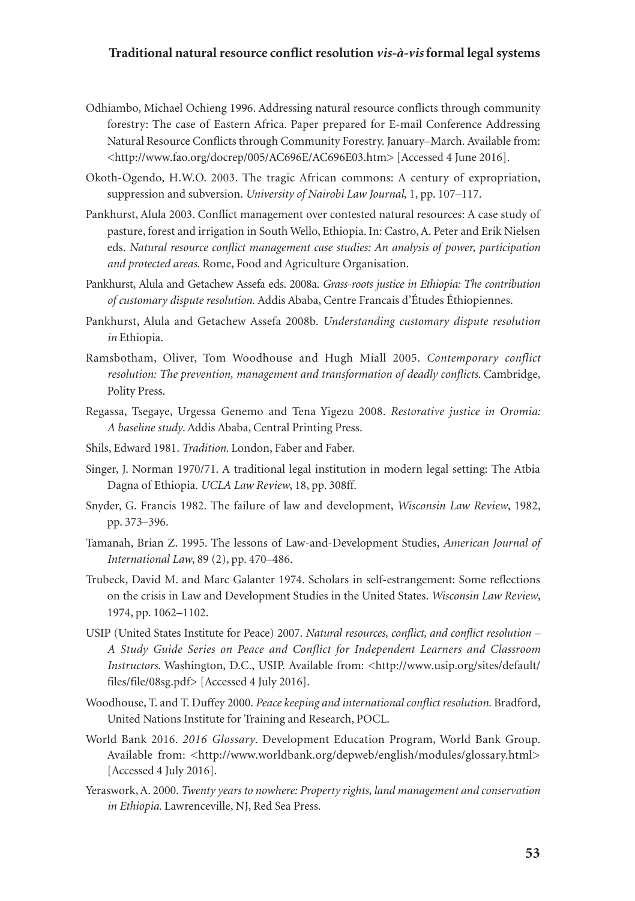Odhiambo, Michael Ochieng 1996. Addressing natural resource conflicts through community forestry: The case of Eastern Africa. Paper prepared for E-mail Conference Addressing Natural Resource Conflicts through Community Forestry. January–March. Available from: <http://www.fao.org/docrep/005/AC696E/AC696E03.htm> [Accessed 4 June 2016].

Okoth-Ogendo, H.W.O. 2003. The tragic African commons: A century of expropriation, suppression and subversion. *University of Nairobi Law Journal*, 1, pp. 107–117.

Pankhurst, Alula 2003. Conflict management over contested natural resources: A case study of pasture, forest and irrigation in South Wello, Ethiopia. In: Castro, A. Peter and Erik Nielsen eds. *Natural resource conflict management case studies: An analysis of power, participation and protected areas.* Rome, Food and Agriculture Organisation.

Pankhurst, Alula and Getachew Assefa eds. 2008a. *Grass-roots justice in Ethiopia: The contribution of customary dispute resolution.* Addis Ababa, Centre Francais d'Études Éthiopiennes.

Pankhurst, Alula and Getachew Assefa 2008b. *Understanding customary dispute resolution in* Ethiopia.

Ramsbotham, Oliver, Tom Woodhouse and Hugh Miall 2005. *Contemporary conflict resolution: The prevention, management and transformation of deadly conflicts.* Cambridge, Polity Press.

Regassa, Tsegaye, Urgessa Genemo and Tena Yigezu 2008. *Restorative justice in Oromia: A baseline study*. Addis Ababa, Central Printing Press.

Shils, Edward 1981. *Tradition.* London, Faber and Faber.

Singer, J. Norman 1970/71. A traditional legal institution in modern legal setting: The Atbia Dagna of Ethiopia. *UCLA Law Review*, 18, pp. 308ff.

Snyder, G. Francis 1982. The failure of law and development, *Wisconsin Law Review*, 1982, pp. 373–396.

Tamanah, Brian Z. 1995. The lessons of Law-and-Development Studies, *American Journal of International Law*, 89 (2), pp. 470–486.

Trubeck, David M. and Marc Galanter 1974. Scholars in self-estrangement: Some reflections on the crisis in Law and Development Studies in the United States. *Wisconsin Law Review*, 1974, pp. 1062–1102.

USIP (United States Institute for Peace) 2007. *Natural resources, conflict, and conflict resolution – A Study Guide Series on Peace and Conflict for Independent Learners and Classroom Instructors.* Washington, D.C., USIP. Available from: <http://www.usip.org/sites/default/files/file/08sg.pdf> [Accessed 4 July 2016].

Woodhouse, T. and T. Duffey 2000. *Peace keeping and international conflict resolution.* Bradford, United Nations Institute for Training and Research, POCL.

World Bank 2016. *2016 Glossary*. Development Education Program, World Bank Group. Available from: <http://www.worldbank.org/depweb/english/modules/glossary.html> [Accessed 4 July 2016].

Yeraswork, A. 2000. *Twenty years to nowhere: Property rights, land management and conservation in Ethiopia.* Lawrenceville, NJ, Red Sea Press.